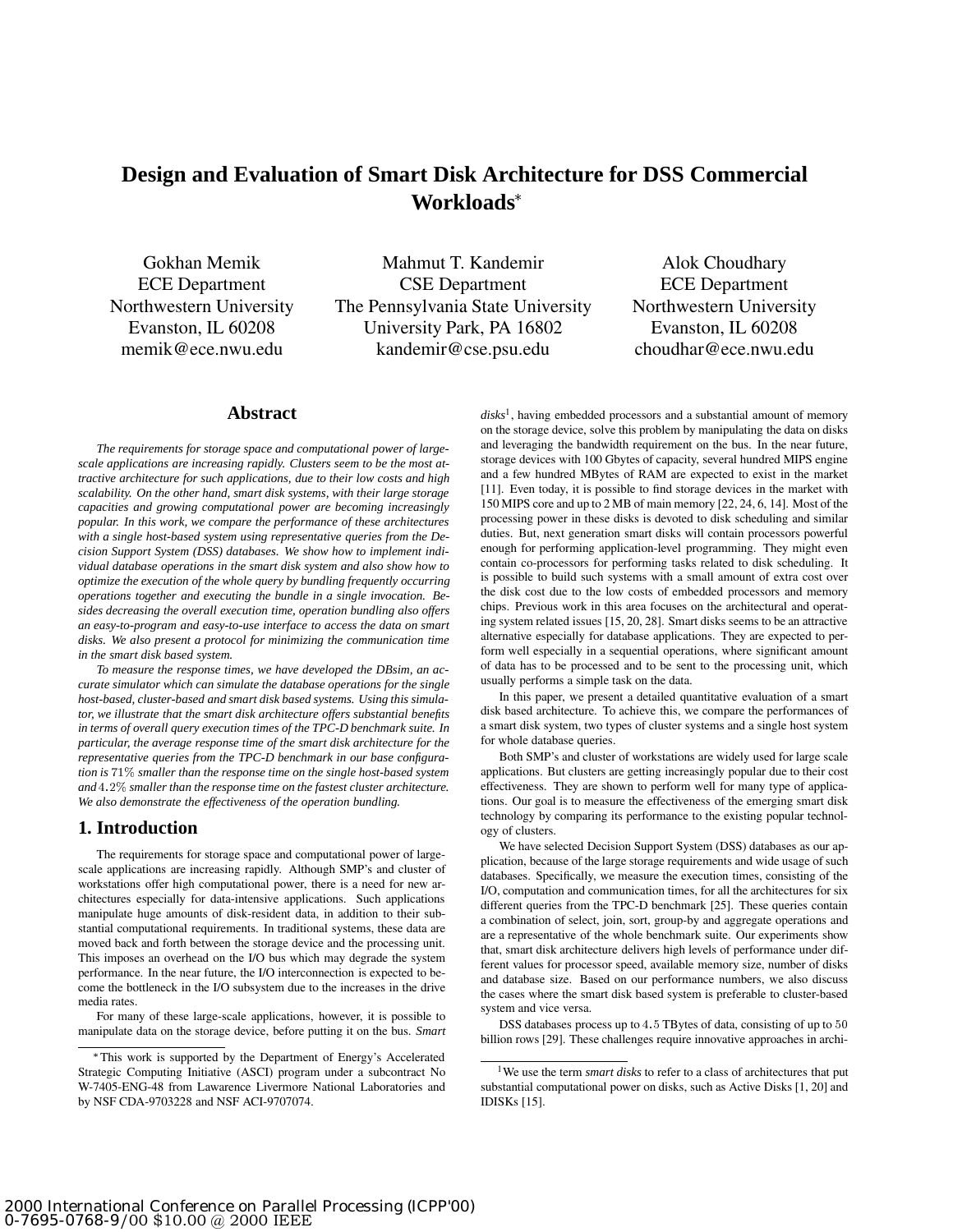# Design and Evaluation of Smart Disk Architecture for DSS Commercial Workloads*

Gokhan Memik
ECE Department
Northwestern University
Evanston, IL 60208
memik@ece.nwu.edu

Mahmut T. Kandemir
CSE Department
The Pennsylvania State University
University Park, PA 16802
kandemir@cse.psu.edu

Alok Choudhary
ECE Department
Northwestern University
Evanston, IL 60208
choudhar@ece.nwu.edu

## Abstract

*The requirements for storage space and computational power of large-scale applications are increasing rapidly. Clusters seem to be the most attractive architecture for such applications, due to their low costs and high scalability. On the other hand, smart disk systems, with their large storage capacities and growing computational power are becoming increasingly popular. In this work, we compare the performance of these architectures with a single host-based system using representative queries from the Decision Support System (DSS) databases. We show how to implement individual database operations in the smart disk system and also show how to optimize the execution of the whole query by bundling frequently occurring operations together and executing the bundle in a single invocation. Besides decreasing the overall execution time, operation bundling also offers an easy-to-program and easy-to-use interface to access the data on smart disks. We also present a protocol for minimizing the communication time in the smart disk based system.*

*To measure the response times, we have developed the DBsim, an accurate simulator which can simulate the database operations for the single host-based, cluster-based and smart disk based systems. Using this simulator, we illustrate that the smart disk architecture offers substantial benefits in terms of overall query execution times of the TPC-D benchmark suite. In particular, the average response time of the smart disk architecture for the representative queries from the TPC-D benchmark in our base configuration is $71\%$ smaller than the response time on the single host-based system and $4.2\%$ smaller than the response time on the fastest cluster architecture. We also demonstrate the effectiveness of the operation bundling.*

## 1. Introduction

The requirements for storage space and computational power of large-scale applications are increasing rapidly. Although SMP's and cluster of workstations offer high computational power, there is a need for new architectures especially for data-intensive applications. Such applications manipulate huge amounts of disk-resident data, in addition to their substantial computational requirements. In traditional systems, these data are moved back and forth between the storage device and the processing unit. This imposes an overhead on the I/O bus which may degrade the system performance. In the near future, the I/O interconnection is expected to become the bottleneck in the I/O subsystem due to the increases in the drive media rates.

For many of these large-scale applications, however, it is possible to manipulate data on the storage device, before putting it on the bus. *Smart disks*[1], having embedded processors and a substantial amount of memory on the storage device, solve this problem by manipulating the data on disks and leveraging the bandwidth requirement on the bus. In the near future, storage devices with 100 Gbytes of capacity, several hundred MIPS engine and a few hundred MBytes of RAM are expected to exist in the market [11]. Even today, it is possible to find storage devices in the market with 150 MIPS core and up to 2 MB of main memory [22, 24, 6, 14]. Most of the processing power in these disks is devoted to disk scheduling and similar duties. But, next generation smart disks will contain processors powerful enough for performing application-level programming. They might even contain co-processors for performing tasks related to disk scheduling. It is possible to build such systems with a small amount of extra cost over the disk cost due to the low costs of embedded processors and memory chips. Previous work in this area focuses on the architectural and operating system related issues [15, 20, 28]. Smart disks seems to be an attractive alternative especially for database applications. They are expected to perform well especially in a sequential operations, where significant amount of data has to be processed and to be sent to the processing unit, which usually performs a simple task on the data.

In this paper, we present a detailed quantitative evaluation of a smart disk based architecture. To achieve this, we compare the performances of a smart disk system, two types of cluster systems and a single host system for whole database queries.

Both SMP's and cluster of workstations are widely used for large scale applications. But clusters are getting increasingly popular due to their cost effectiveness. They are shown to perform well for many type of applications. Our goal is to measure the effectiveness of the emerging smart disk technology by comparing its performance to the existing popular technology of clusters.

We have selected Decision Support System (DSS) databases as our application, because of the large storage requirements and wide usage of such databases. Specifically, we measure the execution times, consisting of the I/O, computation and communication times, for all the architectures for six different queries from the TPC-D benchmark [25]. These queries contain a combination of select, join, sort, group-by and aggregate operations and are a representative of the whole benchmark suite. Our experiments show that, smart disk architecture delivers high levels of performance under different values for processor speed, available memory size, number of disks and database size. Based on our performance numbers, we also discuss the cases where the smart disk based system is preferable to cluster-based system and vice versa.

DSS databases process up to $4.5$ TBytes of data, consisting of up to $50$ billion rows [29]. These challenges require innovative approaches in archi-

*This work is supported by the Department of Energy's Accelerated Strategic Computing Initiative (ASCI) program under a subcontract No W-7405-ENG-48 from Lawarence Livermore National Laboratories and by NSF CDA-9703228 and NSF ACI-9707074.

[1] We use the term *smart disks* to refer to a class of architectures that put substantial computational power on disks, such as Active Disks [1, 20] and IDISKs [15].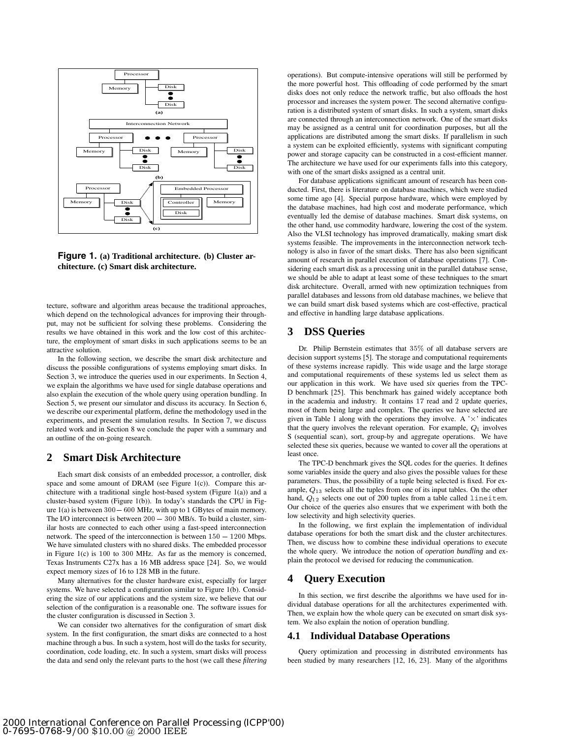Processor

Memory

Disk

Disk

(a)

Interconnection Network

Processor

Processor

Memory

Disk

Disk

Memory

Disk

Disk

(b)

Processor

Embedded Processor

Memory

Disk

Controller

Memory

Disk

Disk

(c)

**Figure 1. (a) Traditional architecture. (b) Cluster architecture. (c) Smart disk architecture.**

tecture, software and algorithm areas because the traditional approaches, which depend on the technological advances for improving their throughput, may not be sufficient for solving these problems. Considering the results we have obtained in this work and the low cost of this architecture, the employment of smart disks in such applications seems to be an attractive solution.

In the following section, we describe the smart disk architecture and discuss the possible configurations of systems employing smart disks. In Section 3, we introduce the queries used in our experiments. In Section 4, we explain the algorithms we have used for single database operations and also explain the execution of the whole query using operation bundling. In Section 5, we present our simulator and discuss its accuracy. In Section 6, we describe our experimental platform, define the methodology used in the experiments, and present the simulation results. In Section 7, we discuss related work and in Section 8 we conclude the paper with a summary and an outline of the on-going research.

## 2 Smart Disk Architecture

Each smart disk consists of an embedded processor, a controller, disk space and some amount of DRAM (see Figure 1(c)). Compare this architecture with a traditional single host-based system (Figure 1(a)) and a cluster-based system (Figure 1(b)). In today's standards the CPU in Figure 1(a) is between $300-600$ MHz, with up to 1 GBytes of main memory. The I/O interconnect is between $200-300$ MB/s. To build a cluster, similar hosts are connected to each other using a fast-speed interconnection network. The speed of the interconnection is between $150-1200$ Mbps. We have simulated clusters with no shared disks. The embedded processor in Figure 1(c) is 100 to 300 MHz. As far as the memory is concerned, Texas Instruments C27x has a 16 MB address space [24]. So, we would expect memory sizes of 16 to 128 MB in the future.

Many alternatives for the cluster hardware exist, especially for larger systems. We have selected a configuration similar to Figure 1(b). Considering the size of our applications and the system size, we believe that our selection of the configuration is a reasonable one. The software issues for the cluster configuration is discussed in Section 3.

We can consider two alternatives for the configuration of smart disk system. In the first configuration, the smart disks are connected to a host machine through a bus. In such a system, host will do the tasks for security, coordination, code loading, etc. In such a system, smart disks will process the data and send only the relevant parts to the host (we call these *filtering* operations). But compute-intensive operations will still be performed by the more powerful host. This offloading of code performed by the smart disks does not only reduce the network traffic, but also offloads the host processor and increases the system power. The second alternative configuration is a distributed system of smart disks. In such a system, smart disks are connected through an interconnection network. One of the smart disks may be assigned as a central unit for coordination purposes, but all the applications are distributed among the smart disks. If parallelism in such a system can be exploited efficiently, systems with significant computing power and storage capacity can be constructed in a cost-efficient manner. The architecture we have used for our experiments falls into this category, with one of the smart disks assigned as a central unit.

For database applications significant amount of research has been conducted. First, there is literature on database machines, which were studied some time ago [4]. Special purpose hardware, which were employed by the database machines, had high cost and moderate performance, which eventually led the demise of database machines. Smart disk systems, on the other hand, use commodity hardware, lowering the cost of the system. Also the VLSI technology has improved dramatically, making smart disk systems feasible. The improvements in the interconnection network technology is also in favor of the smart disks. There has also been significant amount of research in parallel execution of database operations [7]. Considering each smart disk as a processing unit in the parallel database sense, we should be able to adapt at least some of these techniques to the smart disk architecture. Overall, armed with new optimization techniques from parallel databases and lessons from old database machines, we believe that we can build smart disk based systems which are cost-effective, practical and effective in handling large database applications.

## 3 DSS Queries

Dr. Philip Bernstein estimates that $35\%$ of all database servers are decision support systems [5]. The storage and computational requirements of these systems increase rapidly. This wide usage and the large storage and computational requirements of these systems led us select them as our application in this work. We have used *six* queries from the TPC-D benchmark [25]. This benchmark has gained widely acceptance both in the academia and industry. It contains 17 read and 2 update queries, most of them being large and complex. The queries we have selected are given in Table 1 along with the operations they involve. A '$\times$' indicates that the query involves the relevant operation. For example, $Q_1$ involves S (sequential scan), sort, group-by and aggregate operations. We have selected these six queries, because we wanted to cover all the operations at least once.

The TPC-D benchmark gives the SQL codes for the queries. It defines some variables inside the query and also gives the possible values for these parameters. Thus, the possibility of a tuple being selected is fixed. For example, $Q_{13}$ selects all the tuples from one of its input tables. On the other hand, $Q_{12}$ selects one out of 200 tuples from a table called `lineitem`. Our choice of the queries also ensures that we experiment with both the low selectivity and high selectivity queries.

In the following, we first explain the implementation of individual database operations for both the smart disk and the cluster architectures. Then, we discuss how to combine these individual operations to execute the whole query. We introduce the notion of *operation bundling* and explain the protocol we devised for reducing the communication.

## 4 Query Execution

In this section, we first describe the algorithms we have used for individual database operations for all the architectures experimented with. Then, we explain how the whole query can be executed on smart disk system. We also explain the notion of operation bundling.

### 4.1 Individual Database Operations

Query optimization and processing in distributed environments has been studied by many researchers [12, 16, 23]. Many of the algorithms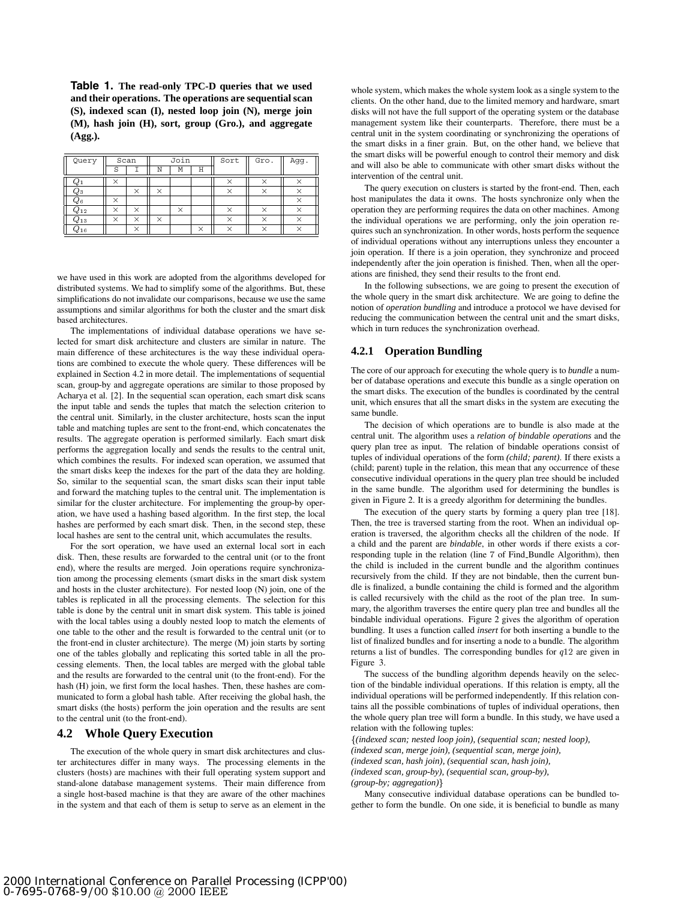**Table 1.** **The read-only TPC-D queries that we used and their operations. The operations are sequential scan (S), indexed scan (I), nested loop join (N), merge join (M), hash join (H), sort, group (Gro.), and aggregate (Agg.).**

| Query | Scan | | Join | | | Sort | Gro. | Agg. |
|---|---|---|---|---|---|---|---|---|
| | S | I | N | M | H | | | |
| $Q_1$ | × | | | | | × | × | × |
| $Q_3$ | | × | × | | | × | × | × |
| $Q_6$ | × | | | | | | | × |
| $Q_{12}$ | × | × | | × | | × | × | × |
| $Q_{13}$ | × | × | × | | | × | × | × |
| $Q_{16}$ | | × | | | × | × | × | × |

we have used in this work are adopted from the algorithms developed for distributed systems. We had to simplify some of the algorithms. But, these simplifications do not invalidate our comparisons, because we use the same assumptions and similar algorithms for both the cluster and the smart disk based architectures.

The implementations of individual database operations we have selected for smart disk architecture and clusters are similar in nature. The main difference of these architectures is the way these individual operations are combined to execute the whole query. These differences will be explained in Section 4.2 in more detail. The implementations of sequential scan, group-by and aggregate operations are similar to those proposed by Acharya et al. [2]. In the sequential scan operation, each smart disk scans the input table and sends the tuples that match the selection criterion to the central unit. Similarly, in the cluster architecture, hosts scan the input table and matching tuples are sent to the front-end, which concatenates the results. The aggregate operation is performed similarly. Each smart disk performs the aggregation locally and sends the results to the central unit, which combines the results. For indexed scan operation, we assumed that the smart disks keep the indexes for the part of the data they are holding. So, similar to the sequential scan, the smart disks scan their input table and forward the matching tuples to the central unit. The implementation is similar for the cluster architecture. For implementing the group-by operation, we have used a hashing based algorithm. In the first step, the local hashes are performed by each smart disk. Then, in the second step, these local hashes are sent to the central unit, which accumulates the results.

For the sort operation, we have used an external local sort in each disk. Then, these results are forwarded to the central unit (or to the front end), where the results are merged. Join operations require synchronization among the processing elements (smart disks in the smart disk system and hosts in the cluster architecture). For nested loop (N) join, one of the tables is replicated in all the processing elements. The selection for this table is done by the central unit in smart disk system. This table is joined with the local tables using a doubly nested loop to match the elements of one table to the other and the result is forwarded to the central unit (or to the front-end in cluster architecture). The merge (M) join starts by sorting one of the tables globally and replicating this sorted table in all the processing elements. Then, the local tables are merged with the global table and the results are forwarded to the central unit (to the front-end). For the hash (H) join, we first form the local hashes. Then, these hashes are communicated to form a global hash table. After receiving the global hash, the smart disks (the hosts) perform the join operation and the results are sent to the central unit (to the front-end).

## 4.2 Whole Query Execution

The execution of the whole query in smart disk architectures and cluster architectures differ in many ways. The processing elements in the clusters (hosts) are machines with their full operating system support and stand-alone database management systems. Their main difference from a single host-based machine is that they are aware of the other machines in the system and that each of them is setup to serve as an element in the whole system, which makes the whole system look as a single system to the clients. On the other hand, due to the limited memory and hardware, smart disks will not have the full support of the operating system or the database management system like their counterparts. Therefore, there must be a central unit in the system coordinating or synchronizing the operations of the smart disks in a finer grain. But, on the other hand, we believe that the smart disks will be powerful enough to control their memory and disk and will also be able to communicate with other smart disks without the intervention of the central unit.

The query execution on clusters is started by the front-end. Then, each host manipulates the data it owns. The hosts synchronize only when the operation they are performing requires the data on other machines. Among the individual operations we are performing, only the join operation requires such an synchronization. In other words, hosts perform the sequence of individual operations without any interruptions unless they encounter a join operation. If there is a join operation, they synchronize and proceed independently after the join operation is finished. Then, when all the operations are finished, they send their results to the front end.

In the following subsections, we are going to present the execution of the whole query in the smart disk architecture. We are going to define the notion of *operation bundling* and introduce a protocol we have devised for reducing the communication between the central unit and the smart disks, which in turn reduces the synchronization overhead.

### 4.2.1 Operation Bundling

The core of our approach for executing the whole query is to *bundle* a number of database operations and execute this bundle as a single operation on the smart disks. The execution of the bundles is coordinated by the central unit, which ensures that all the smart disks in the system are executing the same bundle.

The decision of which operations are to bundle is also made at the central unit. The algorithm uses a *relation of bindable operations* and the query plan tree as input. The relation of bindable operations consist of tuples of individual operations of the form *(child; parent)*. If there exists a (child; parent) tuple in the relation, this mean that any occurrence of these consecutive individual operations in the query plan tree should be included in the same bundle. The algorithm used for determining the bundles is given in Figure 2. It is a greedy algorithm for determining the bundles.

The execution of the query starts by forming a query plan tree [18]. Then, the tree is traversed starting from the root. When an individual operation is traversed, the algorithm checks all the children of the node. If a child and the parent are *bindable*, in other words if there exists a corresponding tuple in the relation (line 7 of Find_Bundle Algorithm), then the child is included in the current bundle and the algorithm continues recursively from the child. If they are not bindable, then the current bundle is finalized, a bundle containing the child is formed and the algorithm is called recursively with the child as the root of the plan tree. In summary, the algorithm traverses the entire query plan tree and bundles all the bindable individual operations. Figure 2 gives the algorithm of operation bundling. It uses a function called *insert* for both inserting a bundle to the list of finalized bundles and for inserting a node to a bundle. The algorithm returns a list of bundles. The corresponding bundles for $q12$ are given in Figure 3.

The success of the bundling algorithm depends heavily on the selection of the bindable individual operations. If this relation is empty, all the individual operations will be performed independently. If this relation contains all the possible combinations of tuples of individual operations, then the whole query plan tree will form a bundle. In this study, we have used a relation with the following tuples:

{*(indexed scan; nested loop join), (sequential scan; nested loop),*
*(indexed scan, merge join), (sequential scan, merge join),*
*(indexed scan, hash join), (sequential scan, hash join),*
*(indexed scan, group-by), (sequential scan, group-by),*
*(group-by; aggregation)*}

Many consecutive individual database operations can be bundled together to form the bundle. On one side, it is beneficial to bundle as many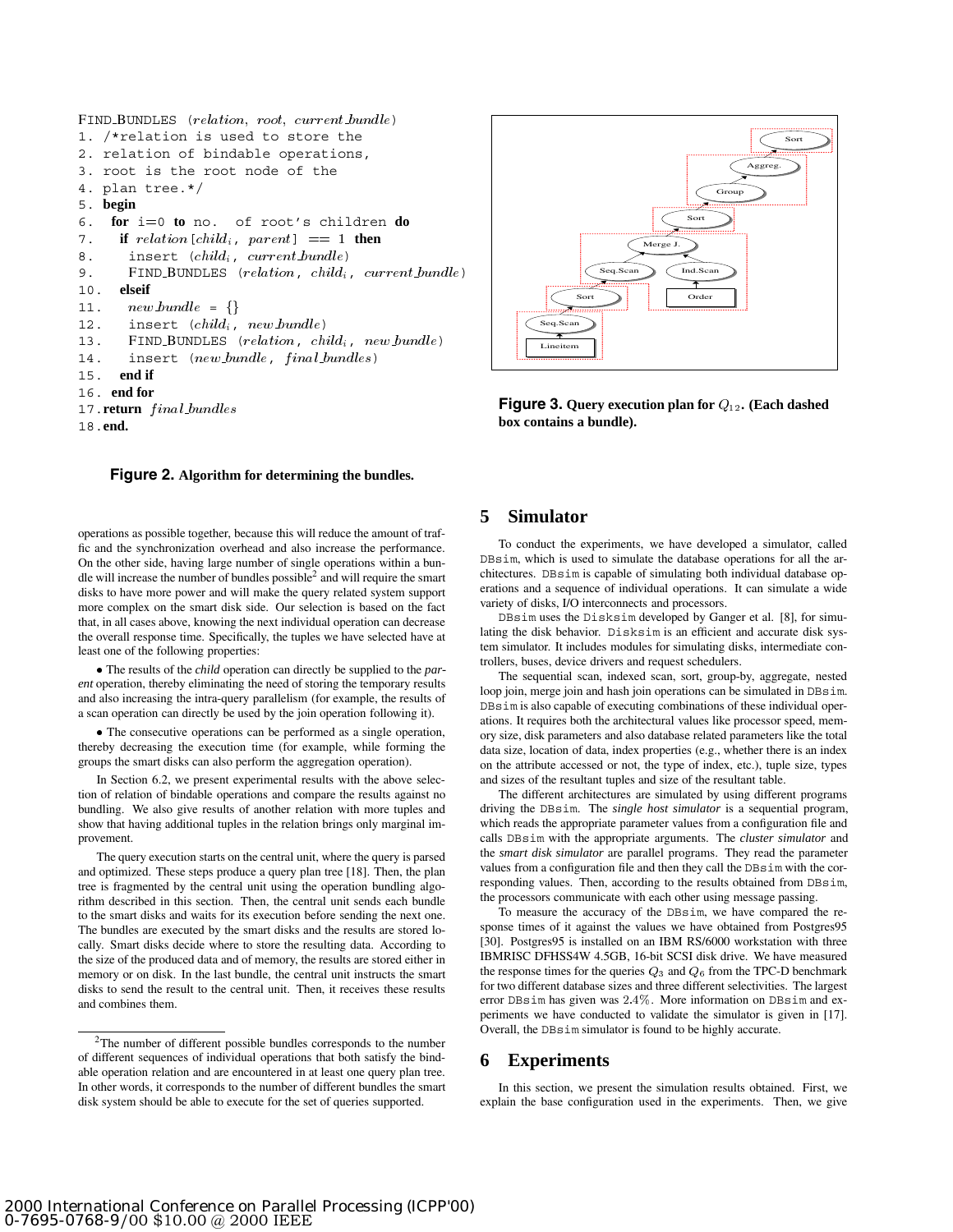```
FIND_BUNDLES (relation, root, current_bundle)
1. /*relation is used to store the
2. relation of bindable operations,
3. root is the root node of the
4. plan tree.*/
5. begin
6.  for i=0 to no. of root's children do
7.   if relation[child_i, parent] == 1 then
8.    insert (child_i, current_bundle)
9.    FIND_BUNDLES (relation, child_i, current_bundle)
10.  elseif
11.   new_bundle = {}
12.   insert (child_i, new_bundle)
13.   FIND_BUNDLES (relation, child_i, new_bundle)
14.   insert (new_bundle, final_bundles)
15.  end if
16. end for
17.return final_bundles
18.end.
```

**Figure 2.** Algorithm for determining the bundles.

Sort
Aggreg.
Group
Sort
Merge J.
Seq.Scan
Ind.Scan
Sort
Order
Seq.Scan
Lineitem

**Figure 3.** Query execution plan for $Q_{12}$. (Each dashed box contains a bundle).

operations as possible together, because this will reduce the amount of traffic and the synchronization overhead and also increase the performance. On the other side, having large number of single operations within a bundle will increase the number of bundles possible[2] and will require the smart disks to have more power and will make the query related system support more complex on the smart disk side. Our selection is based on the fact that, in all cases above, knowing the next individual operation can decrease the overall response time. Specifically, the tuples we have selected have at least one of the following properties:

- The results of the *child* operation can directly be supplied to the *parent* operation, thereby eliminating the need of storing the temporary results and also increasing the intra-query parallelism (for example, the results of a scan operation can directly be used by the join operation following it).
- The consecutive operations can be performed as a single operation, thereby decreasing the execution time (for example, while forming the groups the smart disks can also perform the aggregation operation).

In Section 6.2, we present experimental results with the above selection of relation of bindable operations and compare the results against no bundling. We also give results of another relation with more tuples and show that having additional tuples in the relation brings only marginal improvement.

The query execution starts on the central unit, where the query is parsed and optimized. These steps produce a query plan tree [18]. Then, the plan tree is fragmented by the central unit using the operation bundling algorithm described in this section. Then, the central unit sends each bundle to the smart disks and waits for its execution before sending the next one. The bundles are executed by the smart disks and the results are stored locally. Smart disks decide where to store the resulting data. According to the size of the produced data and of memory, the results are stored either in memory or on disk. In the last bundle, the central unit instructs the smart disks to send the result to the central unit. Then, it receives these results and combines them.

[2] The number of different possible bundles corresponds to the number of different sequences of individual operations that both satisfy the bindable operation relation and are encountered in at least one query plan tree. In other words, it corresponds to the number of different bundles the smart disk system should be able to execute for the set of queries supported.

## 5 Simulator

To conduct the experiments, we have developed a simulator, called `DBsim`, which is used to simulate the database operations for all the architectures. `DBsim` is capable of simulating both individual database operations and a sequence of individual operations. It can simulate a wide variety of disks, I/O interconnects and processors.

`DBsim` uses the `Disksim` developed by Ganger et al. [8], for simulating the disk behavior. `Disksim` is an efficient and accurate disk system simulator. It includes modules for simulating disks, intermediate controllers, buses, device drivers and request schedulers.

The sequential scan, indexed scan, sort, group-by, aggregate, nested loop join, merge join and hash join operations can be simulated in `DBsim`. `DBsim` is also capable of executing combinations of these individual operations. It requires both the architectural values like processor speed, memory size, disk parameters and also database related parameters like the total data size, location of data, index properties (e.g., whether there is an index on the attribute accessed or not, the type of index, etc.), tuple size, types and sizes of the resultant tuples and size of the resultant table.

The different architectures are simulated by using different programs driving the `DBsim`. The *single host simulator* is a sequential program, which reads the appropriate parameter values from a configuration file and calls `DBsim` with the appropriate arguments. The *cluster simulator* and the *smart disk simulator* are parallel programs. They read the parameter values from a configuration file and then they call the `DBsim` with the corresponding values. Then, according to the results obtained from `DBsim`, the processors communicate with each other using message passing.

To measure the accuracy of the `DBsim`, we have compared the response times of it against the values we have obtained from Postgres95 [30]. Postgres95 is installed on an IBM RS/6000 workstation with three IBMRISC DFHSS4W 4.5GB, 16-bit SCSI disk drive. We have measured the response times for the queries $Q_3$ and $Q_6$ from the TPC-D benchmark for two different database sizes and three different selectivities. The largest error `DBsim` has given was $2.4\%$. More information on `DBsim` and experiments we have conducted to validate the simulator is given in [17]. Overall, the `DBsim` simulator is found to be highly accurate.

## 6 Experiments

In this section, we present the simulation results obtained. First, we explain the base configuration used in the experiments. Then, we give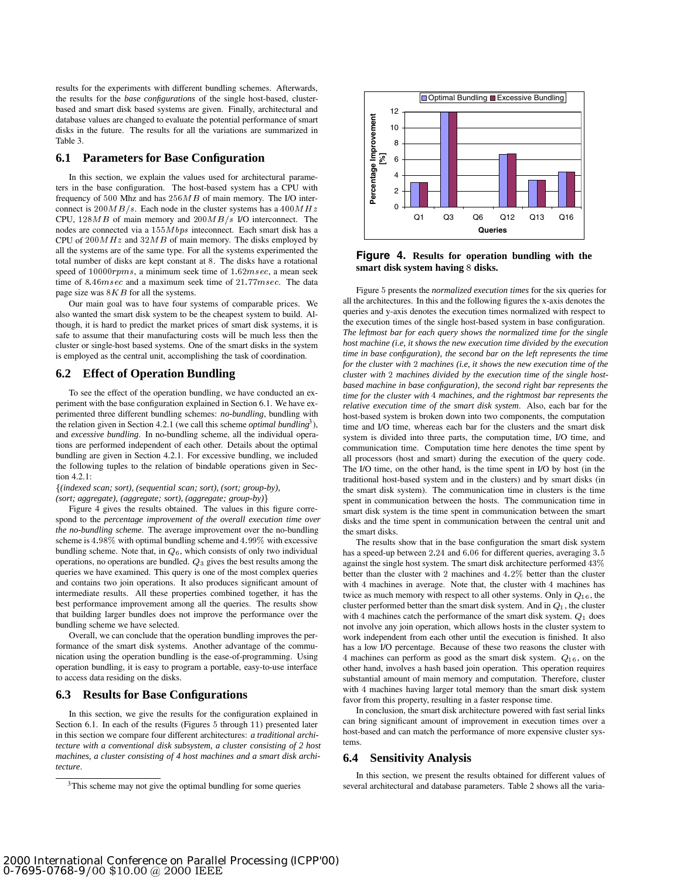results for the experiments with different bundling schemes. Afterwards, the results for the *base configurations* of the single host-based, cluster-based and smart disk based systems are given. Finally, architectural and database values are changed to evaluate the potential performance of smart disks in the future. The results for all the variations are summarized in Table 3.

## 6.1 Parameters for Base Configuration

In this section, we explain the values used for architectural parameters in the base configuration. The host-based system has a CPU with frequency of 500 Mhz and has $256MB$ of main memory. The I/O interconnect is $200MB/s$. Each node in the cluster systems has a $400MHz$ CPU, $128MB$ of main memory and $200MB/s$ I/O interconnect. The nodes are connected via a $155Mbps$ inteconnect. Each smart disk has a CPU of $200MHz$ and $32MB$ of main memory. The disks employed by all the systems are of the same type. For all the systems experimented the total number of disks are kept constant at 8. The disks have a rotational speed of $10000rpms$, a minimum seek time of $1.62msec$, a mean seek time of $8.46msec$ and a maximum seek time of $21.77msec$. The data page size was $8KB$ for all the systems.

Our main goal was to have four systems of comparable prices. We also wanted the smart disk system to be the cheapest system to build. Although, it is hard to predict the market prices of smart disk systems, it is safe to assume that their manufacturing costs will be much less then the cluster or single-host based systems. One of the smart disks in the system is employed as the central unit, accomplishing the task of coordination.

## 6.2 Effect of Operation Bundling

To see the effect of the operation bundling, we have conducted an experiment with the base configuration explained in Section 6.1. We have experimented three different bundling schemes: *no-bundling*, bundling with the relation given in Section 4.2.1 (we call this scheme *optimal bundling*[3]), and *excessive bundling*. In no-bundling scheme, all the individual operations are performed independent of each other. Details about the optimal bundling are given in Section 4.2.1. For excessive bundling, we included the following tuples to the relation of bindable operations given in Section 4.2.1:

{*(indexed scan; sort), (sequential scan; sort), (sort; group-by), (sort; aggregate), (aggregate; sort), (aggregate; group-by)*}

Figure 4 gives the results obtained. The values in this figure correspond to the *percentage improvement of the overall execution time over the no-bundling scheme*. The average improvement over the no-bundling scheme is 4.98% with optimal bundling scheme and 4.99% with excessive bundling scheme. Note that, in $Q_6$, which consists of only two individual operations, no operations are bundled. $Q_3$ gives the best results among the queries we have examined. This query is one of the most complex queries and contains two join operations. It also produces significant amount of intermediate results. All these properties combined together, it has the best performance improvement among all the queries. The results show that building larger bundles does not improve the performance over the bundling scheme we have selected.

Overall, we can conclude that the operation bundling improves the performance of the smart disk systems. Another advantage of the communication using the operation bundling is the ease-of-programming. Using operation bundling, it is easy to program a portable, easy-to-use interface to access data residing on the disks.

## 6.3 Results for Base Configurations

In this section, we give the results for the configuration explained in Section 6.1. In each of the results (Figures 5 through 11) presented later in this section we compare four different architectures: *a traditional architecture with a conventional disk subsystem, a cluster consisting of 2 host machines, a cluster consisting of 4 host machines and a smart disk architecture*.

[3] This scheme may not give the optimal bundling for some queries

| Queries | Optimal Bundling | Excessive Bundling |
|---|---|---|
| Q1 | ~3.1 | ~3.1 |
| Q3 | ~12 | ~12 |
| Q6 | 0 | 0 |
| Q12 | ~6.6 | ~6.7 |
| Q13 | ~3.4 | ~3.4 |
| Q16 | ~4.4 | ~4.4 |

(y-axis: Percentage Improvement [%])

**Figure 4. Results for operation bundling with the smart disk system having 8 disks.**

Figure 5 presents the *normalized execution times* for the six queries for all the architectures. In this and the following figures the x-axis denotes the queries and y-axis denotes the execution times normalized with respect to the execution times of the single host-based system in base configuration. *The leftmost bar for each query shows the normalized time for the single host machine (i.e, it shows the new execution time divided by the execution time in base configuration), the second bar on the left represents the time for the cluster with 2 machines (i.e, it shows the new execution time of the cluster with 2 machines divided by the execution time of the single host-based machine in base configuration), the second right bar represents the time for the cluster with 4 machines, and the rightmost bar represents the relative execution time of the smart disk system*. Also, each bar for the host-based system is broken down into two components, the computation time and I/O time, whereas each bar for the clusters and the smart disk system is divided into three parts, the computation time, I/O time, and communication time. Computation time here denotes the time spent by all processors (host and smart) during the execution of the query code. The I/O time, on the other hand, is the time spent in I/O by host (in the traditional host-based system and in the clusters) and by smart disks (in the smart disk system). The communication time in clusters is the time spent in communication between the hosts. The communication time in smart disk system is the time spent in communication between the smart disks and the time spent in communication between the central unit and the smart disks.

The results show that in the base configuration the smart disk system has a speed-up between 2.24 and 6.06 for different queries, averaging 3.5 against the single host system. The smart disk architecture performed 43% better than the cluster with 2 machines and 4.2% better than the cluster with 4 machines in average. Note that, the cluster with 4 machines has twice as much memory with respect to all other systems. Only in $Q_{16}$, the cluster performed better than the smart disk system. And in $Q_1$, the cluster with 4 machines catch the performance of the smart disk system. $Q_1$ does not involve any join operation, which allows hosts in the cluster system to work independent from each other until the execution is finished. It also has a low I/O percentage. Because of these two reasons the cluster with 4 machines can perform as good as the smart disk system. $Q_{16}$, on the other hand, involves a hash based join operation. This operation requires substantial amount of main memory and computation. Therefore, cluster with 4 machines having larger total memory than the smart disk system favor from this property, resulting in a faster response time.

In conclusion, the smart disk architecture powered with fast serial links can bring significant amount of improvement in execution times over a host-based and can match the performance of more expensive cluster systems.

## 6.4 Sensitivity Analysis

In this section, we present the results obtained for different values of several architectural and database parameters. Table 2 shows all the varia-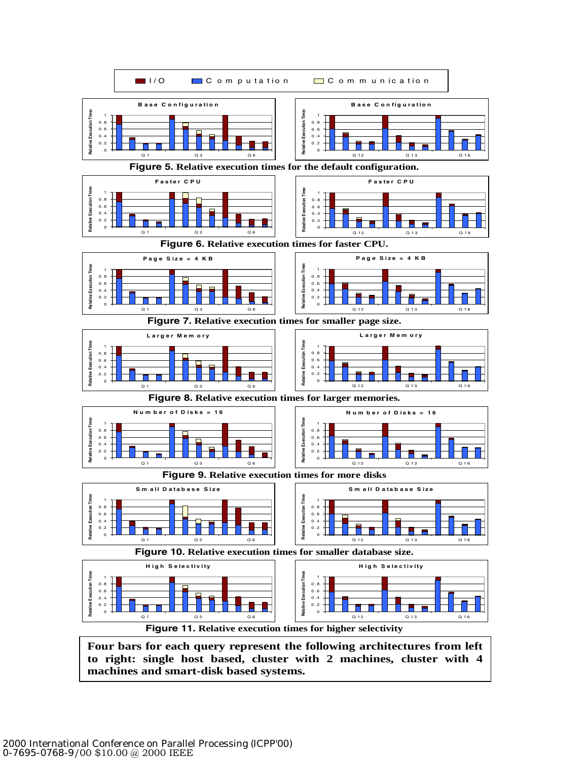Figure 5. Relative execution times for the default configuration.

Figure 6. Relative execution times for faster CPU.

Figure 7. Relative execution times for smaller page size.

Figure 8. Relative execution times for larger memories.

Figure 9. Relative execution times for more disks

Figure 10. Relative execution times for smaller database size.

Figure 11. Relative execution times for higher selectivity

**Four bars for each query represent the following architectures from left to right: single host based, cluster with 2 machines, cluster with 4 machines and smart-disk based systems.**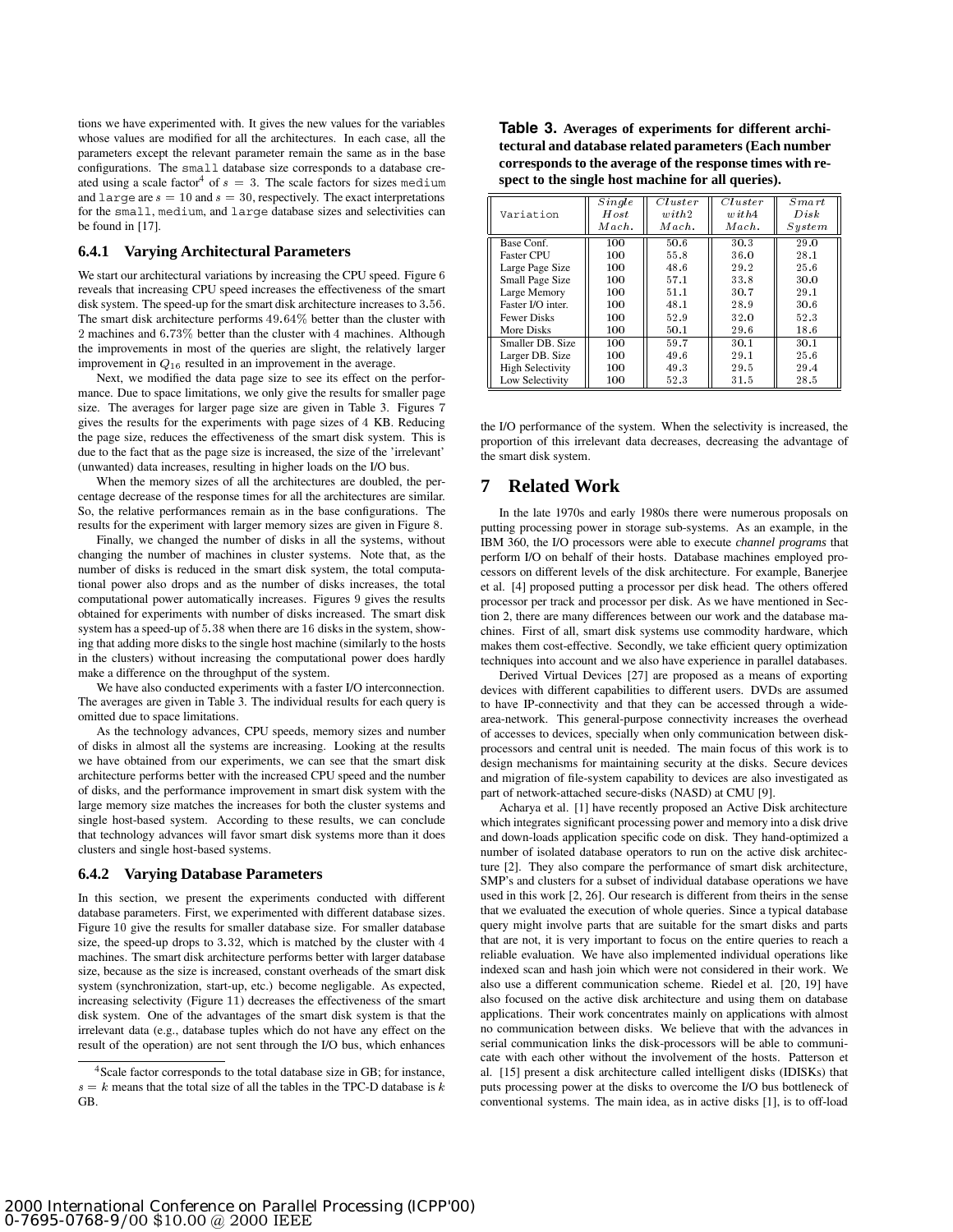tions we have experimented with. It gives the new values for the variables whose values are modified for all the architectures. In each case, all the parameters except the relevant parameter remain the same as in the base configurations. The `small` database size corresponds to a database created using a scale factor[4] of $s = 3$. The scale factors for sizes `medium` and `large` are $s = 10$ and $s = 30$, respectively. The exact interpretations for the `small`, `medium`, and `large` database sizes and selectivities can be found in [17].

### 6.4.1 Varying Architectural Parameters

We start our architectural variations by increasing the CPU speed. Figure 6 reveals that increasing CPU speed increases the effectiveness of the smart disk system. The speed-up for the smart disk architecture increases to 3.56. The smart disk architecture performs 49.64% better than the cluster with 2 machines and 6.73% better than the cluster with 4 machines. Although the improvements in most of the queries are slight, the relatively larger improvement in $Q_{16}$ resulted in an improvement in the average.

Next, we modified the data page size to see its effect on the performance. Due to space limitations, we only give the results for smaller page size. The averages for larger page size are given in Table 3. Figures 7 gives the results for the experiments with page sizes of 4 KB. Reducing the page size, reduces the effectiveness of the smart disk system. This is due to the fact that as the page size is increased, the size of the 'irrelevant' (unwanted) data increases, resulting in higher loads on the I/O bus.

When the memory sizes of all the architectures are doubled, the percentage decrease of the response times for all the architectures are similar. So, the relative performances remain as in the base configurations. The results for the experiment with larger memory sizes are given in Figure 8.

Finally, we changed the number of disks in all the systems, without changing the number of machines in cluster systems. Note that, as the number of disks is reduced in the smart disk system, the total computational power also drops and as the number of disks increases, the total computational power automatically increases. Figures 9 gives the results obtained for experiments with number of disks increased. The smart disk system has a speed-up of 5.38 when there are 16 disks in the system, showing that adding more disks to the single host machine (similarly to the hosts in the clusters) without increasing the computational power does hardly make a difference on the throughput of the system.

We have also conducted experiments with a faster I/O interconnection. The averages are given in Table 3. The individual results for each query is omitted due to space limitations.

As the technology advances, CPU speeds, memory sizes and number of disks in almost all the systems are increasing. Looking at the results we have obtained from our experiments, we can see that the smart disk architecture performs better with the increased CPU speed and the number of disks, and the performance improvement in smart disk system with the large memory size matches the increases for both the cluster systems and single host-based system. According to these results, we can conclude that technology advances will favor smart disk systems more than it does clusters and single host-based systems.

### 6.4.2 Varying Database Parameters

In this section, we present the experiments conducted with different database parameters. First, we experimented with different database sizes. Figure 10 give the results for smaller database size. For smaller database size, the speed-up drops to 3.32, which is matched by the cluster with 4 machines. The smart disk architecture performs better with larger database size, because as the size is increased, constant overheads of the smart disk system (synchronization, start-up, etc.) become negligable. As expected, increasing selectivity (Figure 11) decreases the effectiveness of the smart disk system. One of the advantages of the smart disk system is that the irrelevant data (e.g., database tuples which do not have any effect on the result of the operation) are not sent through the I/O bus, which enhances the I/O performance of the system. When the selectivity is increased, the proportion of this irrelevant data decreases, decreasing the advantage of the smart disk system.

[4] Scale factor corresponds to the total database size in GB; for instance, $s = k$ means that the total size of all the tables in the TPC-D database is $k$ GB.

**Table 3. Averages of experiments for different architectural and database related parameters (Each number corresponds to the average of the response times with respect to the single host machine for all queries).**

| Variation | Single Host Mach. | Cluster with2 Mach. | Cluster with4 Mach. | Smart Disk System |
|---|---|---|---|---|
| Base Conf. | 100 | 50.6 | 30.3 | 29.0 |
| Faster CPU | 100 | 55.8 | 36.0 | 28.1 |
| Large Page Size | 100 | 48.6 | 29.2 | 25.6 |
| Small Page Size | 100 | 57.1 | 33.8 | 30.0 |
| Large Memory | 100 | 51.1 | 30.7 | 29.1 |
| Faster I/O inter. | 100 | 48.1 | 28.9 | 30.6 |
| Fewer Disks | 100 | 52.9 | 32.0 | 52.3 |
| More Disks | 100 | 50.1 | 29.6 | 18.6 |
| Smaller DB. Size | 100 | 59.7 | 30.1 | 30.1 |
| Larger DB. Size | 100 | 49.6 | 29.1 | 25.6 |
| High Selectivity | 100 | 49.3 | 29.5 | 29.4 |
| Low Selectivity | 100 | 52.3 | 31.5 | 28.5 |

## 7 Related Work

In the late 1970s and early 1980s there were numerous proposals on putting processing power in storage sub-systems. As an example, in the IBM 360, the I/O processors were able to execute *channel programs* that perform I/O on behalf of their hosts. Database machines employed processors on different levels of the disk architecture. For example, Banerjee et al. [4] proposed putting a processor per disk head. The others offered processor per track and processor per disk. As we have mentioned in Section 2, there are many differences between our work and the database machines. First of all, smart disk systems use commodity hardware, which makes them cost-effective. Secondly, we take efficient query optimization techniques into account and we also have experience in parallel databases.

Derived Virtual Devices [27] are proposed as a means of exporting devices with different capabilities to different users. DVDs are assumed to have IP-connectivity and that they can be accessed through a wide-area-network. This general-purpose connectivity increases the overhead of accesses to devices, specially when only communication between disk-processors and central unit is needed. The main focus of this work is to design mechanisms for maintaining security at the disks. Secure devices and migration of file-system capability to devices are also investigated as part of network-attached secure-disks (NASD) at CMU [9].

Acharya et al. [1] have recently proposed an Active Disk architecture which integrates significant processing power and memory into a disk drive and down-loads application specific code on disk. They hand-optimized a number of isolated database operators to run on the active disk architecture [2]. They also compare the performance of smart disk architecture, SMP's and clusters for a subset of individual database operations we have used in this work [2, 26]. Our research is different from theirs in the sense that we evaluated the execution of whole queries. Since a typical database query might involve parts that are suitable for the smart disks and parts that are not, it is very important to focus on the entire queries to reach a reliable evaluation. We have also implemented individual operations like indexed scan and hash join which were not considered in their work. We also use a different communication scheme. Riedel et al. [20, 19] have also focused on the active disk architecture and using them on database applications. Their work concentrates mainly on applications with almost no communication between disks. We believe that with the advances in serial communication links the disk-processors will be able to communicate with each other without the involvement of the hosts. Patterson et al. [15] present a disk architecture called intelligent disks (IDISKs) that puts processing power at the disks to overcome the I/O bus bottleneck of conventional systems. The main idea, as in active disks [1], is to off-load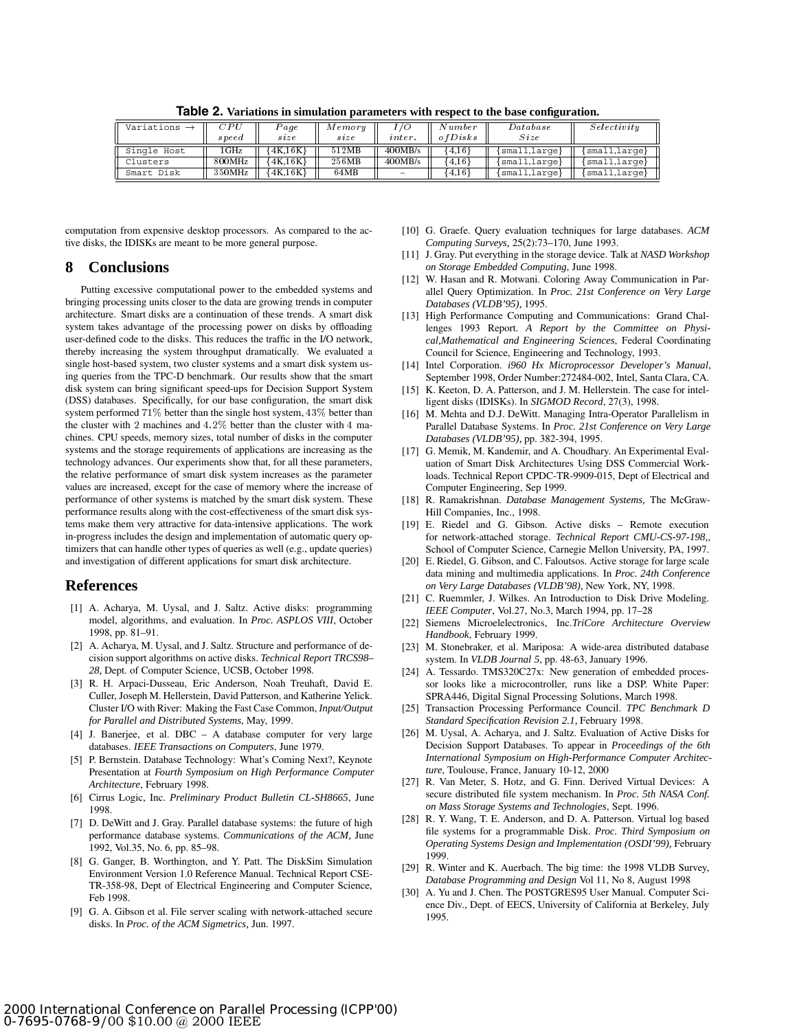**Table 2.** Variations in simulation parameters with respect to the base configuration.

| Variations → | $CPU$ $speed$ | $Page$ $size$ | $Memory$ $size$ | $I/O$ $inter.$ | $Number$ $of Disks$ | $Database$ $Size$ | $Selectivity$ |
|---|---|---|---|---|---|---|---|
| Single Host | 1GHz | {4K,16K} | 512MB | 400MB/s | {4,16} | {small,large} | {small,large} |
| Clusters | 800MHz | {4K,16K} | 256MB | 400MB/s | {4,16} | {small,large} | {small,large} |
| Smart Disk | 350MHz | {4K,16K} | 64MB | – | {4,16} | {small,large} | {small,large} |

computation from expensive desktop processors. As compared to the active disks, the IDISKs are meant to be more general purpose.

## 8 Conclusions

Putting excessive computational power to the embedded systems and bringing processing units closer to the data are growing trends in computer architecture. Smart disks are a continuation of these trends. A smart disk system takes advantage of the processing power on disks by offloading user-defined code to the disks. This reduces the traffic in the I/O network, thereby increasing the system throughput dramatically. We evaluated a single host-based system, two cluster systems and a smart disk system using queries from the TPC-D benchmark. Our results show that the smart disk system can bring significant speed-ups for Decision Support System (DSS) databases. Specifically, for our base configuration, the smart disk system performed $71\%$ better than the single host system, $43\%$ better than the cluster with $2$ machines and $4.2\%$ better than the cluster with $4$ machines. CPU speeds, memory sizes, total number of disks in the computer systems and the storage requirements of applications are increasing as the technology advances. Our experiments show that, for all these parameters, the relative performance of smart disk system increases as the parameter values are increased, except for the case of memory where the increase of performance of other systems is matched by the smart disk system. These performance results along with the cost-effectiveness of the smart disk systems make them very attractive for data-intensive applications. The work in-progress includes the design and implementation of automatic query optimizers that can handle other types of queries as well (e.g., update queries) and investigation of different applications for smart disk architecture.

## References

[1] A. Acharya, M. Uysal, and J. Saltz. Active disks: programming model, algorithms, and evaluation. In *Proc. ASPLOS VIII*, October 1998, pp. 81–91.

[2] A. Acharya, M. Uysal, and J. Saltz. Structure and performance of decision support algorithms on active disks. *Technical Report TRCS98–28,* Dept. of Computer Science, UCSB, October 1998.

[3] R. H. Arpaci-Dusseau, Eric Anderson, Noah Treuhaft, David E. Culler, Joseph M. Hellerstein, David Patterson, and Katherine Yelick. Cluster I/O with River: Making the Fast Case Common, *Input/Output for Parallel and Distributed Systems*, May, 1999.

[4] J. Banerjee, et al. DBC – A database computer for very large databases. *IEEE Transactions on Computers*, June 1979.

[5] P. Bernstein. Database Technology: What's Coming Next?, Keynote Presentation at *Fourth Symposium on High Performance Computer Architecture*, February 1998.

[6] Cirrus Logic, Inc. *Preliminary Product Bulletin CL-SH8665*, June 1998.

[7] D. DeWitt and J. Gray. Parallel database systems: the future of high performance database systems. *Communications of the ACM,* June 1992, Vol.35, No. 6, pp. 85–98.

[8] G. Ganger, B. Worthington, and Y. Patt. The DiskSim Simulation Environment Version 1.0 Reference Manual. Technical Report CSE-TR-358-98, Dept of Electrical Engineering and Computer Science, Feb 1998.

[9] G. A. Gibson et al. File server scaling with network-attached secure disks. In *Proc. of the ACM Sigmetrics,* Jun. 1997.

[10] G. Graefe. Query evaluation techniques for large databases. *ACM Computing Surveys,* 25(2):73–170, June 1993.

[11] J. Gray. Put everything in the storage device. Talk at *NASD Workshop on Storage Embedded Computing*, June 1998.

[12] W. Hasan and R. Motwani. Coloring Away Communication in Parallel Query Optimization. In *Proc. 21st Conference on Very Large Databases (VLDB'95),* 1995.

[13] High Performance Computing and Communications: Grand Challenges 1993 Report. *A Report by the Committee on Physical,Mathematical and Engineering Sciences*, Federal Coordinating Council for Science, Engineering and Technology, 1993.

[14] Intel Corporation. *i960 Hx Microprocessor Developer's Manual*, September 1998, Order Number:272484-002, Intel, Santa Clara, CA.

[15] K. Keeton, D. A. Patterson, and J. M. Hellerstein. The case for intelligent disks (IDISKs). In *SIGMOD Record*, 27(3), 1998.

[16] M. Mehta and D.J. DeWitt. Managing Intra-Operator Parallelism in Parallel Database Systems. In *Proc. 21st Conference on Very Large Databases (VLDB'95),* pp. 382-394, 1995.

[17] G. Memik, M. Kandemir, and A. Choudhary. An Experimental Evaluation of Smart Disk Architectures Using DSS Commercial Workloads. Technical Report CPDC-TR-9909-015, Dept of Electrical and Computer Engineering, Sep 1999.

[18] R. Ramakrishnan. *Database Management Systems,* The McGraw-Hill Companies, Inc., 1998.

[19] E. Riedel and G. Gibson. Active disks – Remote execution for network-attached storage. *Technical Report CMU-CS-97-198,*, School of Computer Science, Carnegie Mellon University, PA, 1997.

[20] E. Riedel, G. Gibson, and C. Faloutsos. Active storage for large scale data mining and multimedia applications. In *Proc. 24th Conference on Very Large Databases (VLDB'98),* New York, NY, 1998.

[21] C. Ruemmler, J. Wilkes. An Introduction to Disk Drive Modeling. *IEEE Computer*, Vol.27, No.3, March 1994, pp. 17–28

[22] Siemens Microelelectronics, Inc.*TriCore Architecture Overview Handbook*, February 1999.

[23] M. Stonebraker, et al. Mariposa: A wide-area distributed database system. In *VLDB Journal 5*, pp. 48-63, January 1996.

[24] A. Tessardo. TMS320C27x: New generation of embedded processor looks like a microcontroller, runs like a DSP. White Paper: SPRA446, Digital Signal Processing Solutions, March 1998.

[25] Transaction Processing Performance Council. *TPC Benchmark D Standard Specification Revision 2.1,* February 1998.

[26] M. Uysal, A. Acharya, and J. Saltz. Evaluation of Active Disks for Decision Support Databases. To appear in *Proceedings of the 6th International Symposium on High-Performance Computer Architecture*, Toulouse, France, January 10-12, 2000

[27] R. Van Meter, S. Hotz, and G. Finn. Derived Virtual Devices: A secure distributed file system mechanism. In *Proc. 5th NASA Conf. on Mass Storage Systems and Technologies*, Sept. 1996.

[28] R. Y. Wang, T. E. Anderson, and D. A. Patterson. Virtual log based file systems for a programmable Disk. *Proc. Third Symposium on Operating Systems Design and Implementation (OSDI'99),* February 1999.

[29] R. Winter and K. Auerbach. The big time: the 1998 VLDB Survey, *Database Programming and Design* Vol 11, No 8, August 1998

[30] A. Yu and J. Chen. The POSTGRES95 User Manual. Computer Science Div., Dept. of EECS, University of California at Berkeley, July 1995.